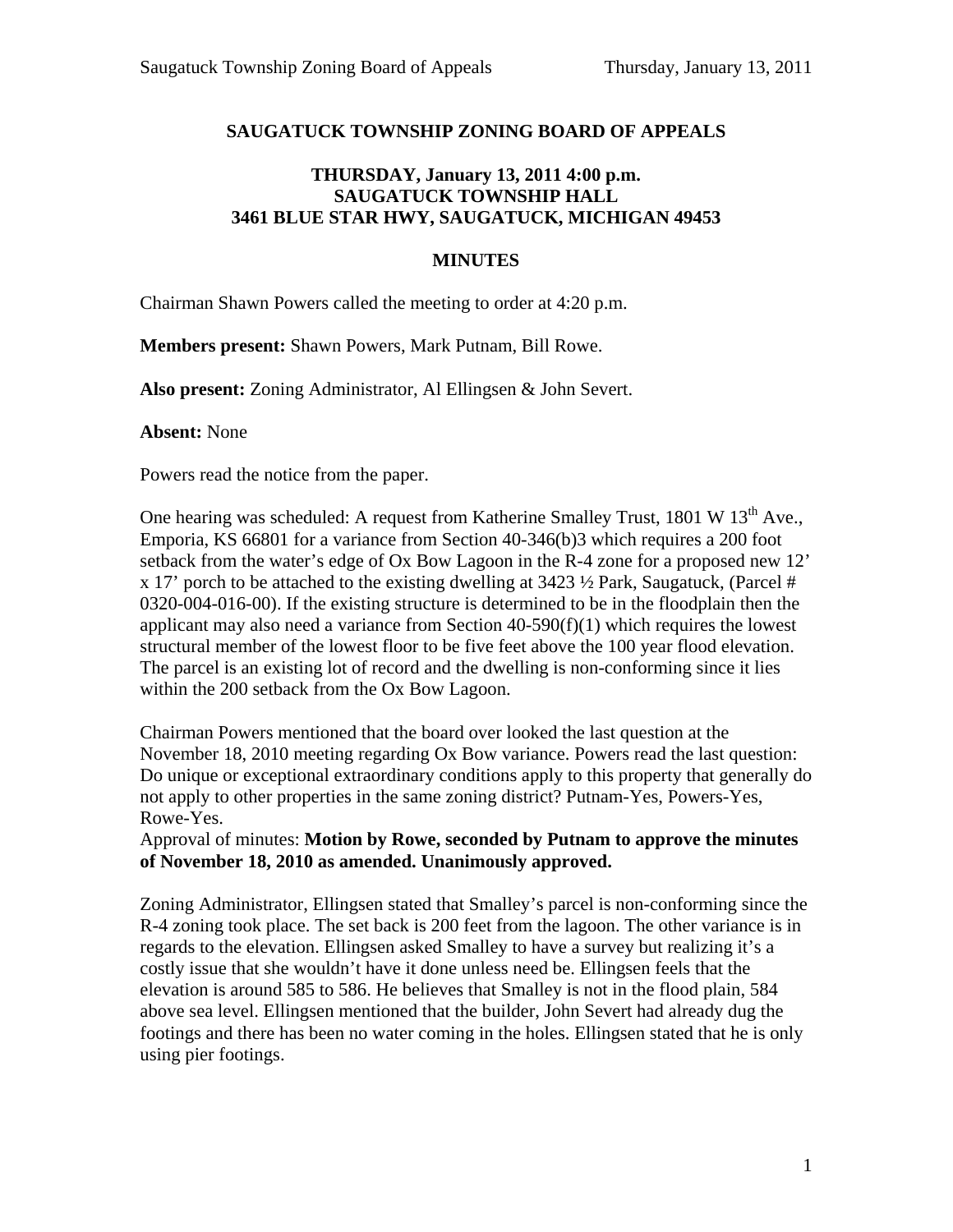# SAUGATUCK TOWNSHIP ZONING BOARD OF APPEALS

## THURSDAY, January 13, 2011 4:00 p.m.
## SAUGATUCK TOWNSHIP HALL
## 3461 BLUE STAR HWY, SAUGATUCK, MICHIGAN 49453

## MINUTES

Chairman Shawn Powers called the meeting to order at 4:20 p.m.

**Members present:** Shawn Powers, Mark Putnam, Bill Rowe.

**Also present:** Zoning Administrator, Al Ellingsen & John Severt.

**Absent:** None

Powers read the notice from the paper.

One hearing was scheduled: A request from Katherine Smalley Trust, 1801 W 13th Ave., Emporia, KS 66801 for a variance from Section 40-346(b)3 which requires a 200 foot setback from the water's edge of Ox Bow Lagoon in the R-4 zone for a proposed new 12' x 17' porch to be attached to the existing dwelling at 3423 ½ Park, Saugatuck, (Parcel # 0320-004-016-00). If the existing structure is determined to be in the floodplain then the applicant may also need a variance from Section 40-590(f)(1) which requires the lowest structural member of the lowest floor to be five feet above the 100 year flood elevation. The parcel is an existing lot of record and the dwelling is non-conforming since it lies within the 200 setback from the Ox Bow Lagoon.

Chairman Powers mentioned that the board over looked the last question at the November 18, 2010 meeting regarding Ox Bow variance. Powers read the last question: Do unique or exceptional extraordinary conditions apply to this property that generally do not apply to other properties in the same zoning district? Putnam-Yes, Powers-Yes, Rowe-Yes.

Approval of minutes: **Motion by Rowe, seconded by Putnam to approve the minutes of November 18, 2010 as amended. Unanimously approved.**

Zoning Administrator, Ellingsen stated that Smalley's parcel is non-conforming since the R-4 zoning took place. The set back is 200 feet from the lagoon. The other variance is in regards to the elevation. Ellingsen asked Smalley to have a survey but realizing it's a costly issue that she wouldn't have it done unless need be. Ellingsen feels that the elevation is around 585 to 586. He believes that Smalley is not in the flood plain, 584 above sea level. Ellingsen mentioned that the builder, John Severt had already dug the footings and there has been no water coming in the holes. Ellingsen stated that he is only using pier footings.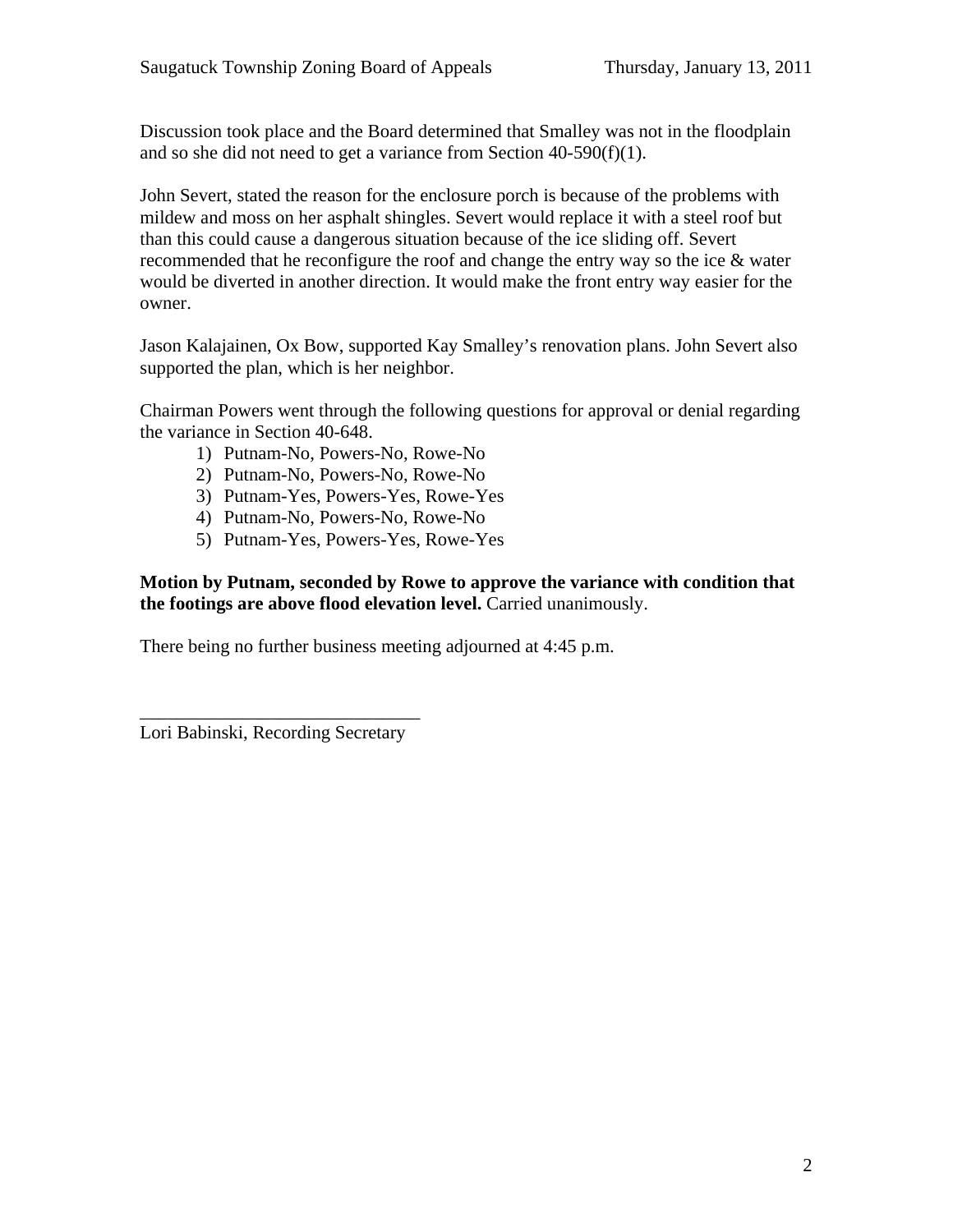Discussion took place and the Board determined that Smalley was not in the floodplain and so she did not need to get a variance from Section 40-590(f)(1).

John Severt, stated the reason for the enclosure porch is because of the problems with mildew and moss on her asphalt shingles. Severt would replace it with a steel roof but than this could cause a dangerous situation because of the ice sliding off. Severt recommended that he reconfigure the roof and change the entry way so the ice & water would be diverted in another direction. It would make the front entry way easier for the owner.

Jason Kalajainen, Ox Bow, supported Kay Smalley's renovation plans. John Severt also supported the plan, which is her neighbor.

Chairman Powers went through the following questions for approval or denial regarding the variance in Section 40-648.

1) Putnam-No, Powers-No, Rowe-No
2) Putnam-No, Powers-No, Rowe-No
3) Putnam-Yes, Powers-Yes, Rowe-Yes
4) Putnam-No, Powers-No, Rowe-No
5) Putnam-Yes, Powers-Yes, Rowe-Yes

**Motion by Putnam, seconded by Rowe to approve the variance with condition that the footings are above flood elevation level.** Carried unanimously.

There being no further business meeting adjourned at 4:45 p.m.

______________________________
Lori Babinski, Recording Secretary